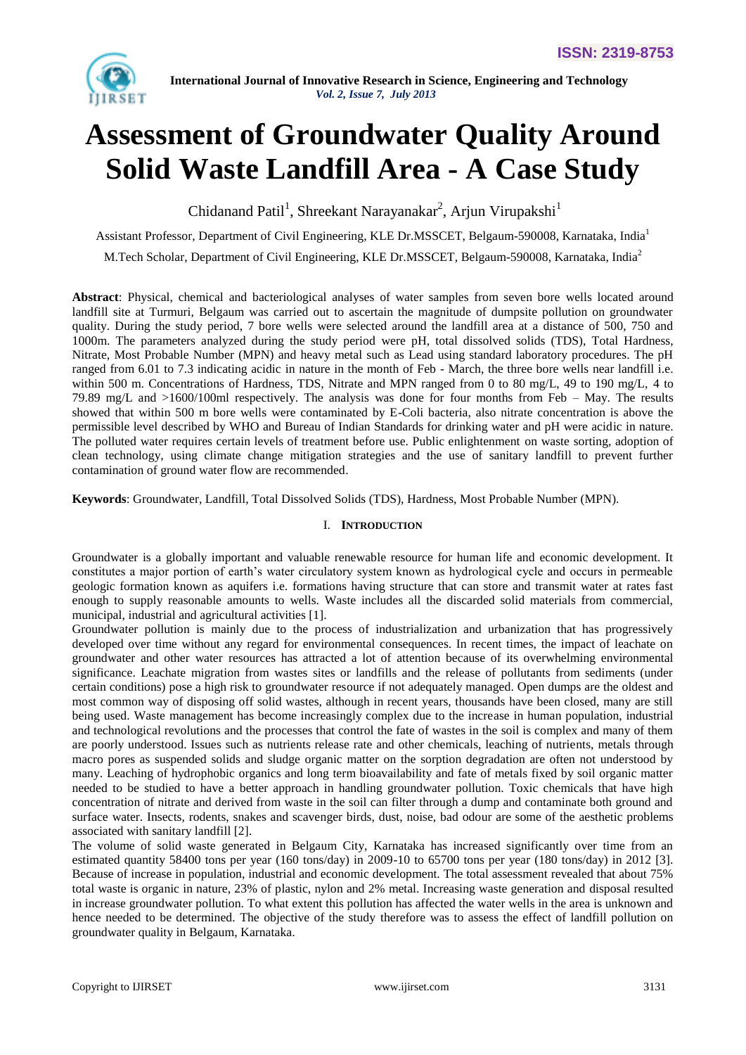# Assessment of Groundwater Quality Around Solid Waste Landfill Area - A Case Study

Chidanand Patil[1], Shreekant Narayanakar[2], Arjun Virupakshi[1]

Assistant Professor, Department of Civil Engineering, KLE Dr.MSSCET, Belgaum-590008, Karnataka, India[1]

M.Tech Scholar, Department of Civil Engineering, KLE Dr.MSSCET, Belgaum-590008, Karnataka, India[2]

**Abstract**: Physical, chemical and bacteriological analyses of water samples from seven bore wells located around landfill site at Turmuri, Belgaum was carried out to ascertain the magnitude of dumpsite pollution on groundwater quality. During the study period, 7 bore wells were selected around the landfill area at a distance of 500, 750 and 1000m. The parameters analyzed during the study period were pH, total dissolved solids (TDS), Total Hardness, Nitrate, Most Probable Number (MPN) and heavy metal such as Lead using standard laboratory procedures. The pH ranged from 6.01 to 7.3 indicating acidic in nature in the month of Feb - March, the three bore wells near landfill i.e. within 500 m. Concentrations of Hardness, TDS, Nitrate and MPN ranged from 0 to 80 mg/L, 49 to 190 mg/L, 4 to 79.89 mg/L and >1600/100ml respectively. The analysis was done for four months from Feb – May. The results showed that within 500 m bore wells were contaminated by E-Coli bacteria, also nitrate concentration is above the permissible level described by WHO and Bureau of Indian Standards for drinking water and pH were acidic in nature. The polluted water requires certain levels of treatment before use. Public enlightenment on waste sorting, adoption of clean technology, using climate change mitigation strategies and the use of sanitary landfill to prevent further contamination of ground water flow are recommended.

**Keywords**: Groundwater, Landfill, Total Dissolved Solids (TDS), Hardness, Most Probable Number (MPN).

## I. INTRODUCTION

Groundwater is a globally important and valuable renewable resource for human life and economic development. It constitutes a major portion of earth's water circulatory system known as hydrological cycle and occurs in permeable geologic formation known as aquifers i.e. formations having structure that can store and transmit water at rates fast enough to supply reasonable amounts to wells. Waste includes all the discarded solid materials from commercial, municipal, industrial and agricultural activities [1].

Groundwater pollution is mainly due to the process of industrialization and urbanization that has progressively developed over time without any regard for environmental consequences. In recent times, the impact of leachate on groundwater and other water resources has attracted a lot of attention because of its overwhelming environmental significance. Leachate migration from wastes sites or landfills and the release of pollutants from sediments (under certain conditions) pose a high risk to groundwater resource if not adequately managed. Open dumps are the oldest and most common way of disposing off solid wastes, although in recent years, thousands have been closed, many are still being used. Waste management has become increasingly complex due to the increase in human population, industrial and technological revolutions and the processes that control the fate of wastes in the soil is complex and many of them are poorly understood. Issues such as nutrients release rate and other chemicals, leaching of nutrients, metals through macro pores as suspended solids and sludge organic matter on the sorption degradation are often not understood by many. Leaching of hydrophobic organics and long term bioavailability and fate of metals fixed by soil organic matter needed to be studied to have a better approach in handling groundwater pollution. Toxic chemicals that have high concentration of nitrate and derived from waste in the soil can filter through a dump and contaminate both ground and surface water. Insects, rodents, snakes and scavenger birds, dust, noise, bad odour are some of the aesthetic problems associated with sanitary landfill [2].

The volume of solid waste generated in Belgaum City, Karnataka has increased significantly over time from an estimated quantity 58400 tons per year (160 tons/day) in 2009-10 to 65700 tons per year (180 tons/day) in 2012 [3]. Because of increase in population, industrial and economic development. The total assessment revealed that about 75% total waste is organic in nature, 23% of plastic, nylon and 2% metal. Increasing waste generation and disposal resulted in increase groundwater pollution. To what extent this pollution has affected the water wells in the area is unknown and hence needed to be determined. The objective of the study therefore was to assess the effect of landfill pollution on groundwater quality in Belgaum, Karnataka.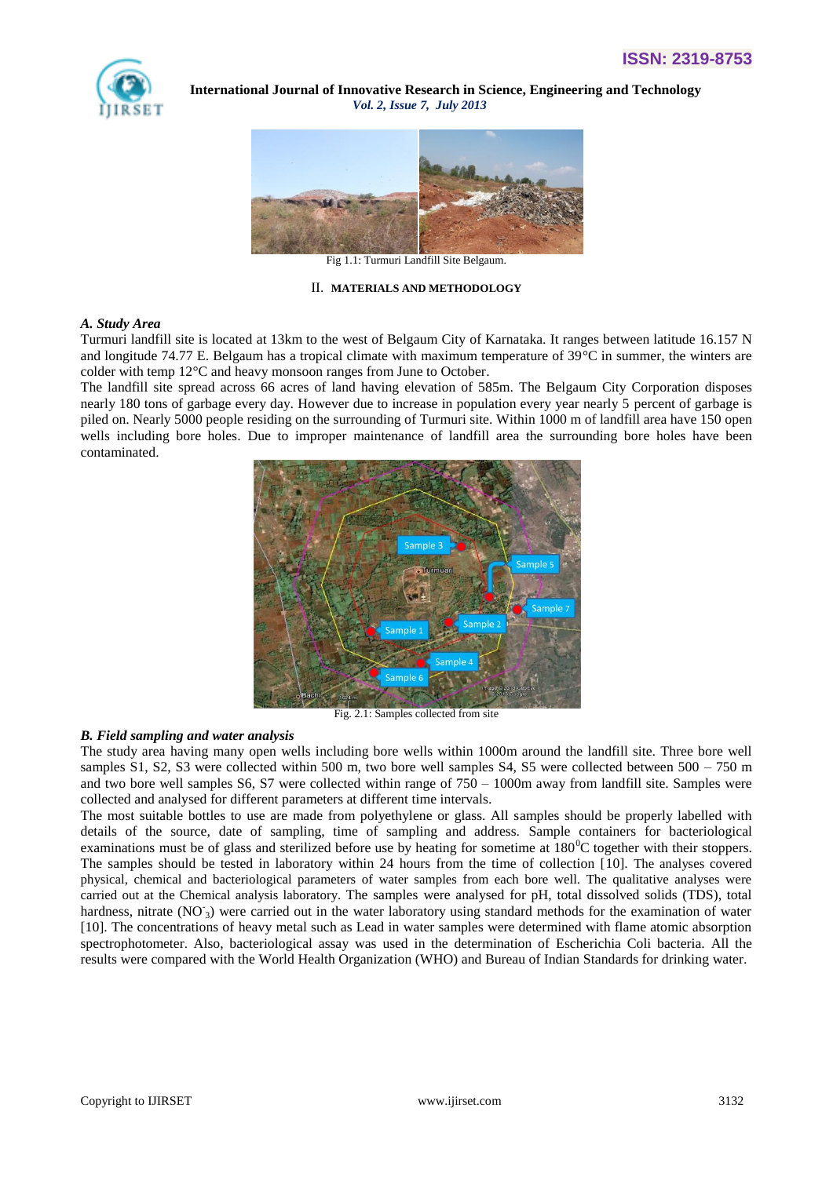Fig 1.1: Turmuri Landfill Site Belgaum.

## II. MATERIALS AND METHODOLOGY

### *A. Study Area*

Turmuri landfill site is located at 13km to the west of Belgaum City of Karnataka. It ranges between latitude 16.157 N and longitude 74.77 E. Belgaum has a tropical climate with maximum temperature of 39°C in summer, the winters are colder with temp 12°C and heavy monsoon ranges from June to October.

The landfill site spread across 66 acres of land having elevation of 585m. The Belgaum City Corporation disposes nearly 180 tons of garbage every day. However due to increase in population every year nearly 5 percent of garbage is piled on. Nearly 5000 people residing on the surrounding of Turmuri site. Within 1000 m of landfill area have 150 open wells including bore holes. Due to improper maintenance of landfill area the surrounding bore holes have been contaminated.

Fig. 2.1: Samples collected from site

### *B. Field sampling and water analysis*

The study area having many open wells including bore wells within 1000m around the landfill site. Three bore well samples S1, S2, S3 were collected within 500 m, two bore well samples S4, S5 were collected between 500 – 750 m and two bore well samples S6, S7 were collected within range of 750 – 1000m away from landfill site. Samples were collected and analysed for different parameters at different time intervals.

The most suitable bottles to use are made from polyethylene or glass. All samples should be properly labelled with details of the source, date of sampling, time of sampling and address. Sample containers for bacteriological examinations must be of glass and sterilized before use by heating for sometime at 180$^0$C together with their stoppers. The samples should be tested in laboratory within 24 hours from the time of collection [10]. The analyses covered physical, chemical and bacteriological parameters of water samples from each bore well. The qualitative analyses were carried out at the Chemical analysis laboratory. The samples were analysed for pH, total dissolved solids (TDS), total hardness, nitrate ($NO^-_3$) were carried out in the water laboratory using standard methods for the examination of water [10]. The concentrations of heavy metal such as Lead in water samples were determined with flame atomic absorption spectrophotometer. Also, bacteriological assay was used in the determination of Escherichia Coli bacteria. All the results were compared with the World Health Organization (WHO) and Bureau of Indian Standards for drinking water.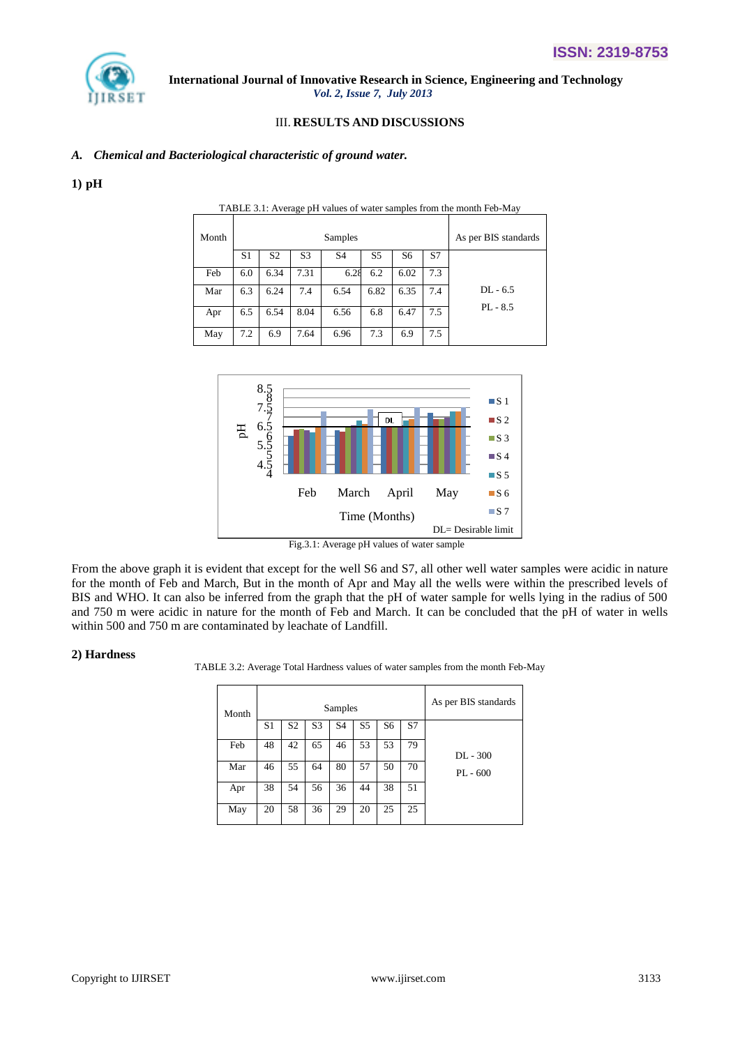## III. RESULTS AND DISCUSSIONS

### *A. Chemical and Bacteriological characteristic of ground water.*

#### 1) pH

TABLE 3.1: Average pH values of water samples from the month Feb-May

| Month | Samples | | | | | | | As per BIS standards |
|---|---|---|---|---|---|---|---|---|
| | S1 | S2 | S3 | S4 | S5 | S6 | S7 | |
| Feb | 6.0 | 6.34 | 7.31 | 6.28 | 6.2 | 6.02 | 7.3 | DL - 6.5<br>PL - 8.5 |
| Mar | 6.3 | 6.24 | 7.4 | 6.54 | 6.82 | 6.35 | 7.4 | |
| Apr | 6.5 | 6.54 | 8.04 | 6.56 | 6.8 | 6.47 | 7.5 | |
| May | 7.2 | 6.9 | 7.64 | 6.96 | 7.3 | 6.9 | 7.5 | |

pH
8.5
8
7.5
7
6.5
6
5.5
5
4.5
4
DL
Feb March April May
Time (Months)
S 1
S 2
S 3
S 4
S 5
S 6
S 7
DL= Desirable limit

Fig.3.1: Average pH values of water sample

From the above graph it is evident that except for the well S6 and S7, all other well water samples were acidic in nature for the month of Feb and March, But in the month of Apr and May all the wells were within the prescribed levels of BIS and WHO. It can also be inferred from the graph that the pH of water sample for wells lying in the radius of 500 and 750 m were acidic in nature for the month of Feb and March. It can be concluded that the pH of water in wells within 500 and 750 m are contaminated by leachate of Landfill.

#### 2) Hardness

TABLE 3.2: Average Total Hardness values of water samples from the month Feb-May

| Month | Samples | | | | | | | As per BIS standards |
|---|---|---|---|---|---|---|---|---|
| | S1 | S2 | S3 | S4 | S5 | S6 | S7 | |
| Feb | 48 | 42 | 65 | 46 | 53 | 53 | 79 | DL - 300<br>PL - 600 |
| Mar | 46 | 55 | 64 | 80 | 57 | 50 | 70 | |
| Apr | 38 | 54 | 56 | 36 | 44 | 38 | 51 | |
| May | 20 | 58 | 36 | 29 | 20 | 25 | 25 | |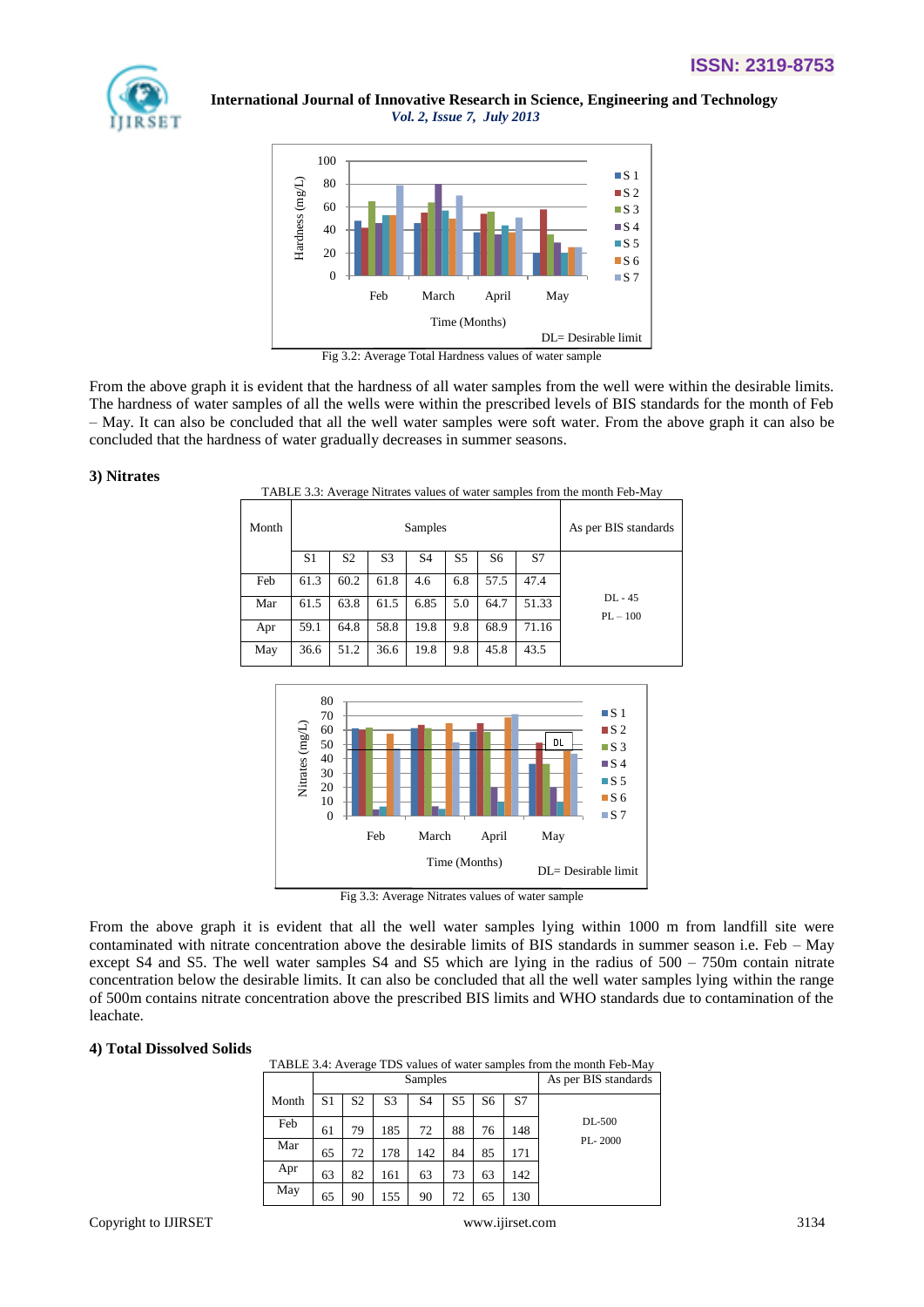100
80
60
40
20
0
Hardness (mg/L)
Feb
March
April
May
Time (Months)
S 1
S 2
S 3
S 4
S 5
S 6
S 7
DL= Desirable limit

Fig 3.2: Average Total Hardness values of water sample

From the above graph it is evident that the hardness of all water samples from the well were within the desirable limits. The hardness of water samples of all the wells were within the prescribed levels of BIS standards for the month of Feb – May. It can also be concluded that all the well water samples were soft water. From the above graph it can also be concluded that the hardness of water gradually decreases in summer seasons.

### 3) Nitrates

TABLE 3.3: Average Nitrates values of water samples from the month Feb-May

| Month | Samples | | | | | | | As per BIS standards |
|---|---|---|---|---|---|---|---|---|
| | S1 | S2 | S3 | S4 | S5 | S6 | S7 | |
| Feb | 61.3 | 60.2 | 61.8 | 4.6 | 6.8 | 57.5 | 47.4 | DL - 45<br>PL – 100 |
| Mar | 61.5 | 63.8 | 61.5 | 6.85 | 5.0 | 64.7 | 51.33 | |
| Apr | 59.1 | 64.8 | 58.8 | 19.8 | 9.8 | 68.9 | 71.16 | |
| May | 36.6 | 51.2 | 36.6 | 19.8 | 9.8 | 45.8 | 43.5 | |

80
70
60
50
40
30
20
10
0
Nitrates (mg/L)
DL
Feb
March
April
May
Time (Months)
S 1
S 2
S 3
S 4
S 5
S 6
S 7
DL= Desirable limit

Fig 3.3: Average Nitrates values of water sample

From the above graph it is evident that all the well water samples lying within 1000 m from landfill site were contaminated with nitrate concentration above the desirable limits of BIS standards in summer season i.e. Feb – May except S4 and S5. The well water samples S4 and S5 which are lying in the radius of 500 – 750m contain nitrate concentration below the desirable limits. It can also be concluded that all the well water samples lying within the range of 500m contains nitrate concentration above the prescribed BIS limits and WHO standards due to contamination of the leachate.

### 4) Total Dissolved Solids

TABLE 3.4: Average TDS values of water samples from the month Feb-May

| Month | Samples | | | | | | | As per BIS standards |
|---|---|---|---|---|---|---|---|---|
| | S1 | S2 | S3 | S4 | S5 | S6 | S7 | |
| Feb | 61 | 79 | 185 | 72 | 88 | 76 | 148 | DL-500<br>PL- 2000 |
| Mar | 65 | 72 | 178 | 142 | 84 | 85 | 171 | |
| Apr | 63 | 82 | 161 | 63 | 73 | 63 | 142 | |
| May | 65 | 90 | 155 | 90 | 72 | 65 | 130 | |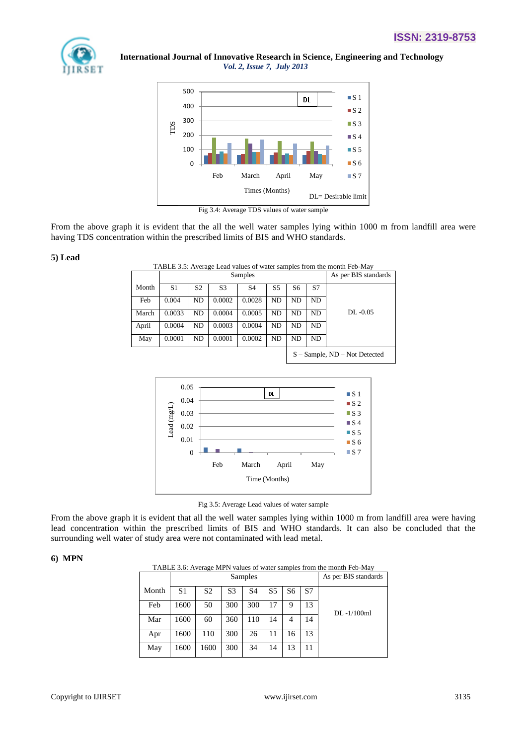Fig 3.4: Average TDS values of water sample

From the above graph it is evident that the all the well water samples lying within 1000 m from landfill area were having TDS concentration within the prescribed limits of BIS and WHO standards.

### 5) Lead

TABLE 3.5: Average Lead values of water samples from the month Feb-May

| Month | Samples | | | | | | | As per BIS standards |
|---|---|---|---|---|---|---|---|---|
| | S1 | S2 | S3 | S4 | S5 | S6 | S7 | |
| Feb | 0.004 | ND | 0.0002 | 0.0028 | ND | ND | ND | DL -0.05 |
| March | 0.0033 | ND | 0.0004 | 0.0005 | ND | ND | ND | |
| April | 0.0004 | ND | 0.0003 | 0.0004 | ND | ND | ND | |
| May | 0.0001 | ND | 0.0001 | 0.0002 | ND | ND | ND | |

S – Sample, ND – Not Detected

Fig 3.5: Average Lead values of water sample

From the above graph it is evident that all the well water samples lying within 1000 m from landfill area were having lead concentration within the prescribed limits of BIS and WHO standards. It can also be concluded that the surrounding well water of study area were not contaminated with lead metal.

### 6) MPN

TABLE 3.6: Average MPN values of water samples from the month Feb-May

| Month | Samples | | | | | | | As per BIS standards |
|---|---|---|---|---|---|---|---|---|
| | S1 | S2 | S3 | S4 | S5 | S6 | S7 | |
| Feb | 1600 | 50 | 300 | 300 | 17 | 9 | 13 | DL -1/100ml |
| Mar | 1600 | 60 | 360 | 110 | 14 | 4 | 14 | |
| Apr | 1600 | 110 | 300 | 26 | 11 | 16 | 13 | |
| May | 1600 | 1600 | 300 | 34 | 14 | 13 | 11 | |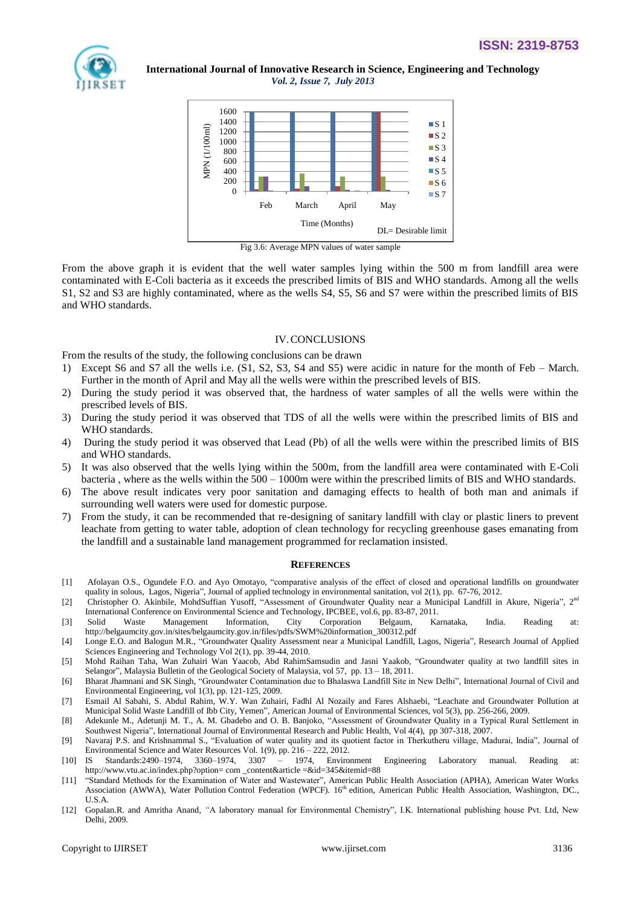1600
1400
1200
1000
800
600
400
200
0

MPN (1/100ml)

Feb
March
April
May

Time (Months)

S 1
S 2
S 3
S 4
S 5
S 6
S 7

DL= Desirable limit

Fig 3.6: Average MPN values of water sample

From the above graph it is evident that the well water samples lying within the 500 m from landfill area were contaminated with E-Coli bacteria as it exceeds the prescribed limits of BIS and WHO standards. Among all the wells S1, S2 and S3 are highly contaminated, where as the wells S4, S5, S6 and S7 were within the prescribed limits of BIS and WHO standards.

## IV. CONCLUSIONS

From the results of the study, the following conclusions can be drawn

1) Except S6 and S7 all the wells i.e. (S1, S2, S3, S4 and S5) were acidic in nature for the month of Feb – March. Further in the month of April and May all the wells were within the prescribed levels of BIS.
2) During the study period it was observed that, the hardness of water samples of all the wells were within the prescribed levels of BIS.
3) During the study period it was observed that TDS of all the wells were within the prescribed limits of BIS and WHO standards.
4) During the study period it was observed that Lead (Pb) of all the wells were within the prescribed limits of BIS and WHO standards.
5) It was also observed that the wells lying within the 500m, from the landfill area were contaminated with E-Coli bacteria , where as the wells within the 500 – 1000m were within the prescribed limits of BIS and WHO standards.
6) The above result indicates very poor sanitation and damaging effects to health of both man and animals if surrounding well waters were used for domestic purpose.
7) From the study, it can be recommended that re-designing of sanitary landfill with clay or plastic liners to prevent leachate from getting to water table, adoption of clean technology for recycling greenhouse gases emanating from the landfill and a sustainable land management programmed for reclamation insisted.

## REFERENCES

[1] Afolayan O.S., Ogundele F.O. and Ayo Omotayo, "comparative analysis of the effect of closed and operational landfills on groundwater quality in solous, Lagos, Nigeria", Journal of applied technology in environmental sanitation, vol 2(1), pp. 67-76, 2012.

[2] Christopher O. Akinbile, MohdSuffian Yusoff, "Assessment of Groundwater Quality near a Municipal Landfill in Akure, Nigeria", 2nd International Conference on Environmental Science and Technology, IPCBEE, vol.6, pp. 83-87, 2011.

[3] Solid Waste Management Information, City Corporation Belgaum, Karnataka, India. Reading at: http://belgaumcity.gov.in/sites/belgaumcity.gov.in/files/pdfs/SWM%20information_300312.pdf

[4] Longe E.O. and Balogun M.R., "Groundwater Quality Assessment near a Municipal Landfill, Lagos, Nigeria", Research Journal of Applied Sciences Engineering and Technology Vol 2(1), pp. 39-44, 2010.

[5] Mohd Raihan Taha, Wan Zuhairi Wan Yaacob, Abd RahimSamsudin and Jasni Yaakob, "Groundwater quality at two landfill sites in Selangor", Malaysia Bulletin of the Geological Society of Malaysia, vol 57, pp. 13 – 18, 2011.

[6] Bharat Jhamnani and SK Singh, "Groundwater Contamination due to Bhalaswa Landfill Site in New Delhi", International Journal of Civil and Environmental Engineering, vol 1(3), pp. 121-125, 2009.

[7] Esmail Al Sabahi, S. Abdul Rahim, W.Y. Wan Zuhairi, Fadhl Al Nozaily and Fares Alshaebi, "Leachate and Groundwater Pollution at Municipal Solid Waste Landfill of Ibb City, Yemen", American Journal of Environmental Sciences, vol 5(3), pp. 256-266, 2009.

[8] Adekunle M., Adetunji M. T., A. M. Gbadebo and O. B. Banjoko, "Assessment of Groundwater Quality in a Typical Rural Settlement in Southwest Nigeria", International Journal of Environmental Research and Public Health, Vol 4(4), pp 307-318, 2007.

[9] Navaraj P.S. and Krishnammal S., "Evaluation of water quality and its quotient factor in Therkutheru village, Madurai, India", Journal of Environmental Science and Water Resources Vol. 1(9), pp. 216 – 222, 2012.

[10] IS Standards:2490–1974, 3360–1974, 3307 – 1974, Environment Engineering Laboratory manual. Reading at: http://www.vtu.ac.in/index.php?option= com _content&article =&id=345&itemid=88

[11] "Standard Methods for the Examination of Water and Wastewater", American Public Health Association (APHA), American Water Works Association (AWWA), Water Pollution Control Federation (WPCF). 16th edition, American Public Health Association, Washington, DC., U.S.A.

[12] Gopalan.R. and Amritha Anand, "A laboratory manual for Environmental Chemistry", I.K. International publishing house Pvt. Ltd, New Delhi, 2009.